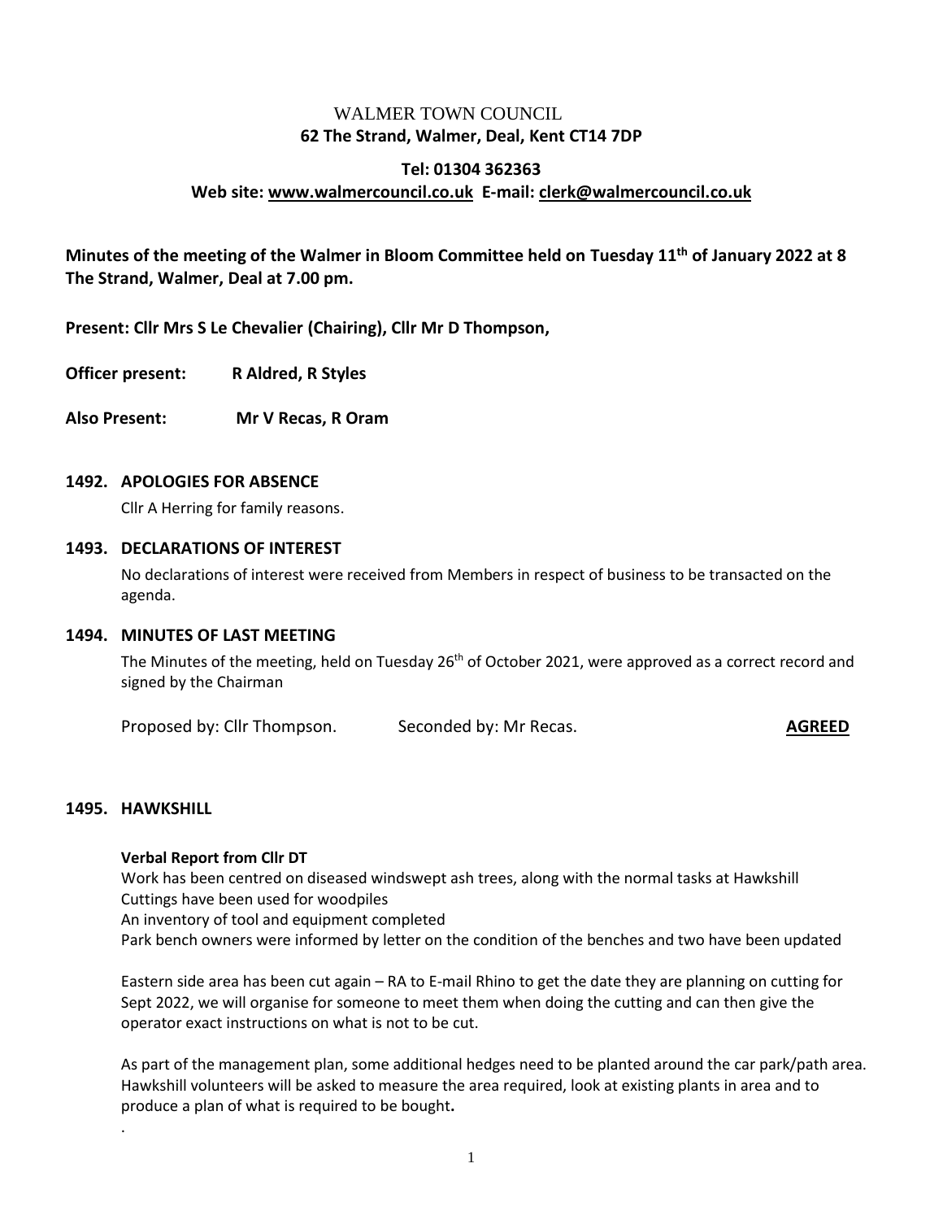# WALMER TOWN COUNCIL

**62 The Strand, Walmer, Deal, Kent CT14 7DP**

**Tel: 01304 362363**

**Web site: www.walmercouncil.co.uk E-mail: clerk@walmercouncil.co.uk**

**Minutes of the meeting of the Walmer in Bloom Committee held on Tuesday 11th of January 2022 at 8 The Strand, Walmer, Deal at 7.00 pm.**

**Present: Cllr Mrs S Le Chevalier (Chairing), Cllr Mr D Thompson,**

**Officer present: R Aldred, R Styles**

**Also Present: Mr V Recas, R Oram**

## 1492. APOLOGIES FOR ABSENCE

Cllr A Herring for family reasons.

## 1493. DECLARATIONS OF INTEREST

No declarations of interest were received from Members in respect of business to be transacted on the agenda.

## 1494. MINUTES OF LAST MEETING

The Minutes of the meeting, held on Tuesday 26th of October 2021, were approved as a correct record and signed by the Chairman

Proposed by: Cllr Thompson. Seconded by: Mr Recas. **AGREED**

## 1495. HAWKSHILL

**Verbal Report from Cllr DT**

Work has been centred on diseased windswept ash trees, along with the normal tasks at Hawkshill
Cuttings have been used for woodpiles
An inventory of tool and equipment completed
Park bench owners were informed by letter on the condition of the benches and two have been updated

Eastern side area has been cut again – RA to E-mail Rhino to get the date they are planning on cutting for Sept 2022, we will organise for someone to meet them when doing the cutting and can then give the operator exact instructions on what is not to be cut.

As part of the management plan, some additional hedges need to be planted around the car park/path area. Hawkshill volunteers will be asked to measure the area required, look at existing plants in area and to produce a plan of what is required to be bought**.**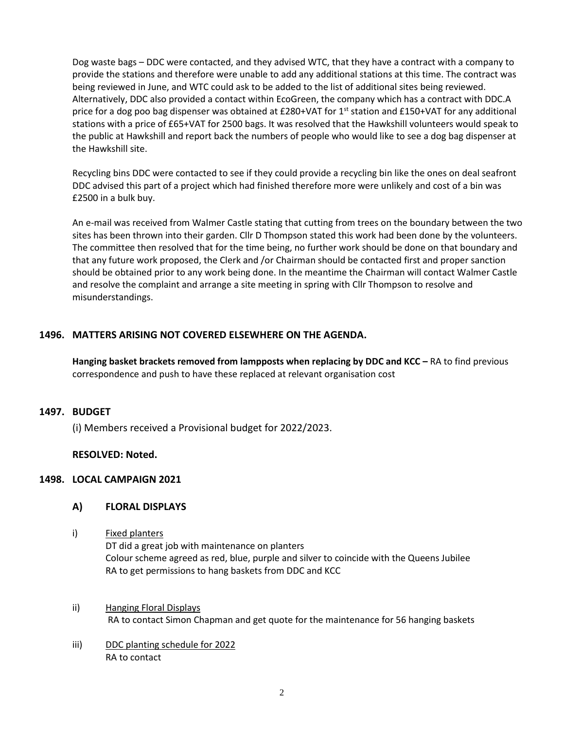Dog waste bags – DDC were contacted, and they advised WTC, that they have a contract with a company to provide the stations and therefore were unable to add any additional stations at this time. The contract was being reviewed in June, and WTC could ask to be added to the list of additional sites being reviewed. Alternatively, DDC also provided a contact within EcoGreen, the company which has a contract with DDC.A price for a dog poo bag dispenser was obtained at £280+VAT for 1st station and £150+VAT for any additional stations with a price of £65+VAT for 2500 bags. It was resolved that the Hawkshill volunteers would speak to the public at Hawkshill and report back the numbers of people who would like to see a dog bag dispenser at the Hawkshill site.

Recycling bins DDC were contacted to see if they could provide a recycling bin like the ones on deal seafront DDC advised this part of a project which had finished therefore more were unlikely and cost of a bin was £2500 in a bulk buy.

An e-mail was received from Walmer Castle stating that cutting from trees on the boundary between the two sites has been thrown into their garden. Cllr D Thompson stated this work had been done by the volunteers. The committee then resolved that for the time being, no further work should be done on that boundary and that any future work proposed, the Clerk and /or Chairman should be contacted first and proper sanction should be obtained prior to any work being done. In the meantime the Chairman will contact Walmer Castle and resolve the complaint and arrange a site meeting in spring with Cllr Thompson to resolve and misunderstandings.

## 1496. MATTERS ARISING NOT COVERED ELSEWHERE ON THE AGENDA.

**Hanging basket brackets removed from lampposts when replacing by DDC and KCC –** RA to find previous correspondence and push to have these replaced at relevant organisation cost

## 1497. BUDGET

(i) Members received a Provisional budget for 2022/2023.

**RESOLVED: Noted.**

## 1498. LOCAL CAMPAIGN 2021

### A) FLORAL DISPLAYS

i) Fixed planters
DT did a great job with maintenance on planters
Colour scheme agreed as red, blue, purple and silver to coincide with the Queens Jubilee
RA to get permissions to hang baskets from DDC and KCC

ii) Hanging Floral Displays
RA to contact Simon Chapman and get quote for the maintenance for 56 hanging baskets

iii) DDC planting schedule for 2022
RA to contact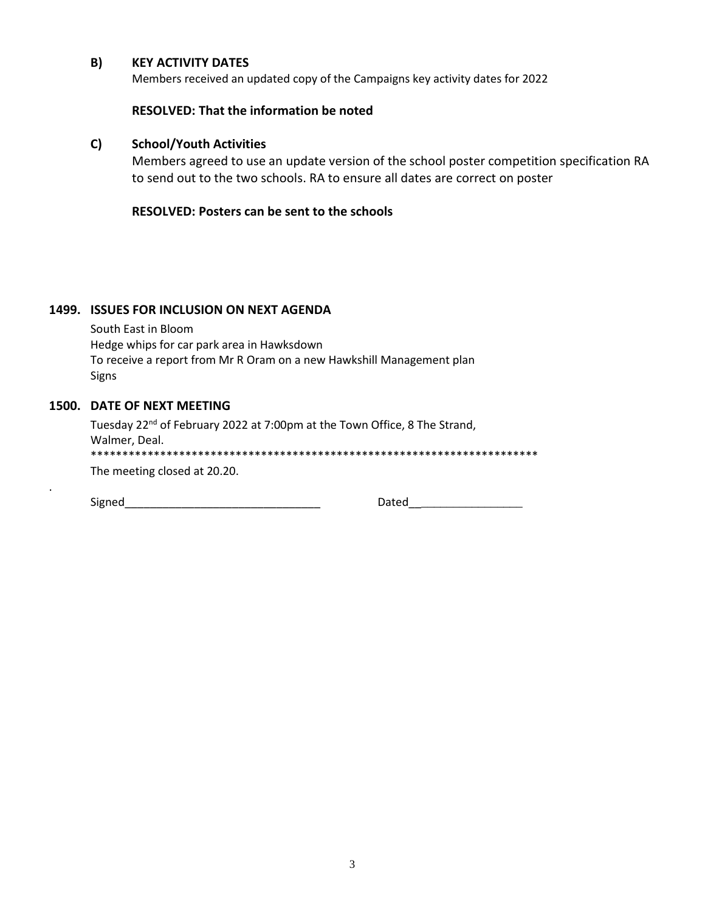**B) KEY ACTIVITY DATES**

Members received an updated copy of the Campaigns key activity dates for 2022

**RESOLVED: That the information be noted**

**C) School/Youth Activities**

Members agreed to use an update version of the school poster competition specification RA to send out to the two schools. RA to ensure all dates are correct on poster

**RESOLVED: Posters can be sent to the schools**

## 1499. ISSUES FOR INCLUSION ON NEXT AGENDA

South East in Bloom
Hedge whips for car park area in Hawksdown
To receive a report from Mr R Oram on a new Hawkshill Management plan
Signs

## 1500. DATE OF NEXT MEETING

Tuesday 22nd of February 2022 at 7:00pm at the Town Office, 8 The Strand, Walmer, Deal.

************************************************************************

The meeting closed at 20.20.

.

Signed_______________________________ Dated__________________